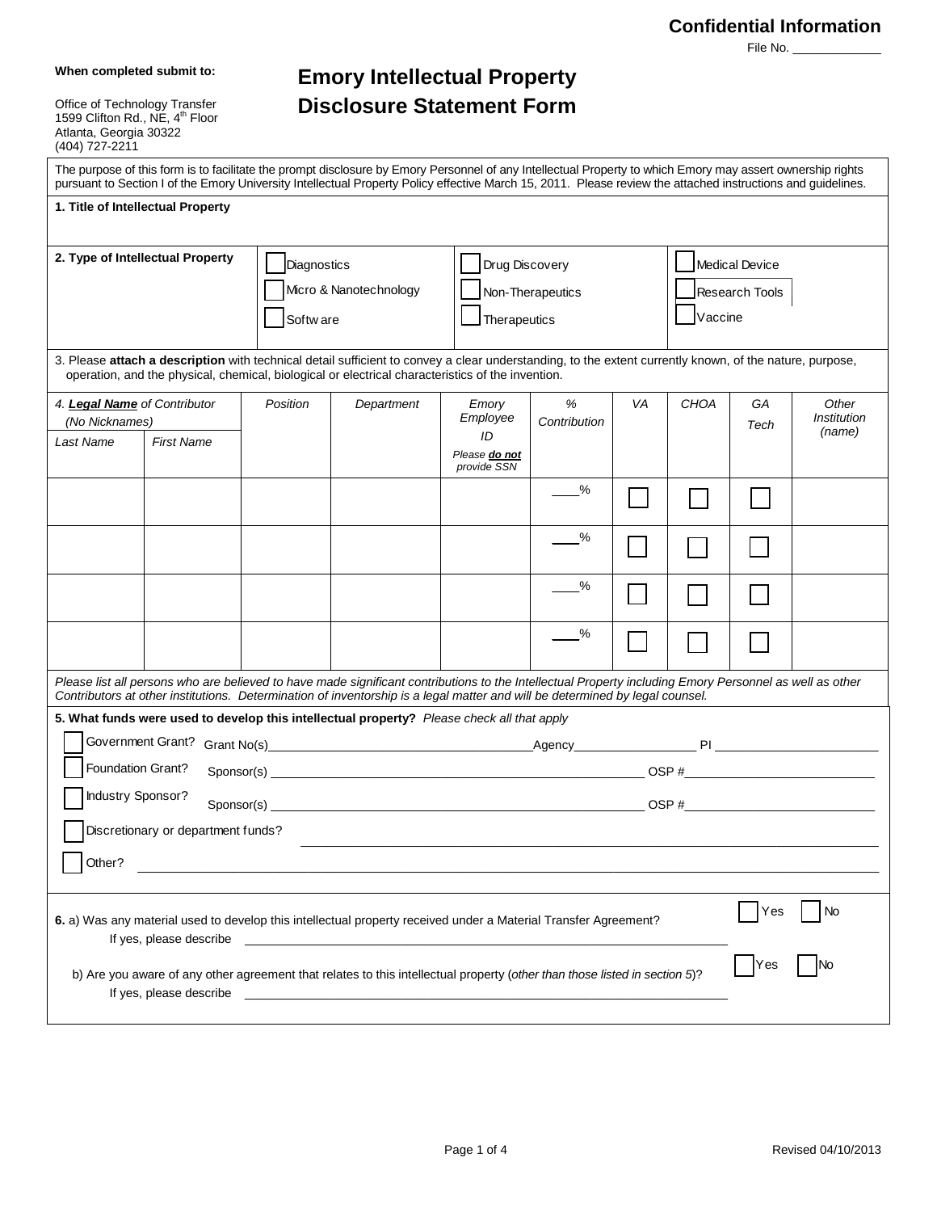**Confidential Information**

File No. ____________

**When completed submit to:**

Office of Technology Transfer
1599 Clifton Rd., NE, 4th Floor
Atlanta, Georgia 30322
(404) 727-2211

# Emory Intellectual Property Disclosure Statement Form

The purpose of this form is to facilitate the prompt disclosure by Emory Personnel of any Intellectual Property to which Emory may assert ownership rights pursuant to Section I of the Emory University Intellectual Property Policy effective March 15, 2011. Please review the attached instructions and guidelines.

**1. Title of Intellectual Property**

**2. Type of Intellectual Property**

- ☐ Diagnostics
- ☐ Micro & Nanotechnology
- ☐ Software
- ☐ Drug Discovery
- ☐ Non-Therapeutics
- ☐ Therapeutics
- ☐ Medical Device
- ☐ Research Tools
- ☐ Vaccine

3. Please **attach a description** with technical detail sufficient to convey a clear understanding, to the extent currently known, of the nature, purpose, operation, and the physical, chemical, biological or electrical characteristics of the invention.

| *4. **Legal Name** of Contributor (No Nicknames)* | | *Position* | *Department* | *Emory Employee ID* *Please **do not** provide SSN* | *% Contribution* | *VA* | *CHOA* | *GA Tech* | *Other Institution (name)* |
|---|---|---|---|---|---|---|---|---|---|
| *Last Name* | *First Name* | | | | | | | | |
| | | | | | ___% | ☐ | ☐ | ☐ | |
| | | | | | ___% | ☐ | ☐ | ☐ | |
| | | | | | ___% | ☐ | ☐ | ☐ | |
| | | | | | ___% | ☐ | ☐ | ☐ | |

*Please list all persons who are believed to have made significant contributions to the Intellectual Property including Emory Personnel as well as other Contributors at other institutions. Determination of inventorship is a legal matter and will be determined by legal counsel.*

**5. What funds were used to develop this intellectual property?** *Please check all that apply*

- ☐ Government Grant? Grant No(s)________________________ Agency________________ PI ________________
- ☐ Foundation Grant? Sponsor(s) ________________________ OSP #________________
- ☐ Industry Sponsor? Sponsor(s) ________________________ OSP #________________
- ☐ Discretionary or department funds? ________________________
- ☐ Other? ________________________

**6.** a) Was any material used to develop this intellectual property received under a Material Transfer Agreement? ☐ Yes ☐ No

If yes, please describe ________________________

b) Are you aware of any other agreement that relates to this intellectual property (*other than those listed in section 5*)? ☐ Yes ☐ No

If yes, please describe ________________________

Revised 04/10/2013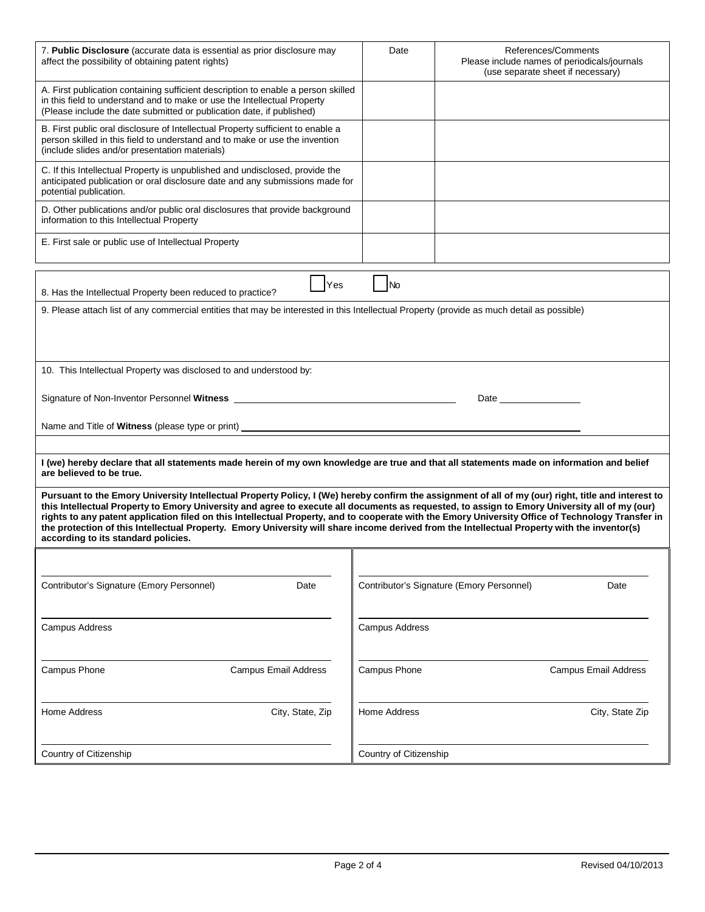| 7. **Public Disclosure** (accurate data is essential as prior disclosure may affect the possibility of obtaining patent rights) | Date | References/Comments Please include names of periodicals/journals (use separate sheet if necessary) |
|---|---|---|
| A. First publication containing sufficient description to enable a person skilled in this field to understand and to make or use the Intellectual Property (Please include the date submitted or publication date, if published) | | |
| B. First public oral disclosure of Intellectual Property sufficient to enable a person skilled in this field to understand and to make or use the invention (include slides and/or presentation materials) | | |
| C. If this Intellectual Property is unpublished and undisclosed, provide the anticipated publication or oral disclosure date and any submissions made for potential publication. | | |
| D. Other publications and/or public oral disclosures that provide background information to this Intellectual Property | | |
| E. First sale or public use of Intellectual Property | | |

8. Has the Intellectual Property been reduced to practice? ☐ Yes ☐ No

9. Please attach list of any commercial entities that may be interested in this Intellectual Property (provide as much detail as possible)

10. This Intellectual Property was disclosed to and understood by:

Signature of Non-Inventor Personnel **Witness** ______________________ Date ____________

Name and Title of **Witness** (please type or print) ______________________

**I (we) hereby declare that all statements made herein of my own knowledge are true and that all statements made on information and belief are believed to be true.**

**Pursuant to the Emory University Intellectual Property Policy, I (We) hereby confirm the assignment of all of my (our) right, title and interest to this Intellectual Property to Emory University and agree to execute all documents as requested, to assign to Emory University all of my (our) rights to any patent application filed on this Intellectual Property, and to cooperate with the Emory University Office of Technology Transfer in the protection of this Intellectual Property. Emory University will share income derived from the Intellectual Property with the inventor(s) according to its standard policies.**

| | |
|---|---|
| ______________________<br>Contributor's Signature (Emory Personnel) Date | ______________________<br>Contributor's Signature (Emory Personnel) Date |
| ______________________<br>Campus Address | ______________________<br>Campus Address |
| ______________________<br>Campus Phone Campus Email Address | ______________________<br>Campus Phone Campus Email Address |
| ______________________<br>Home Address City, State, Zip | ______________________<br>Home Address City, State, Zip |
| ______________________<br>Country of Citizenship | ______________________<br>Country of Citizenship |

Revised 04/10/2013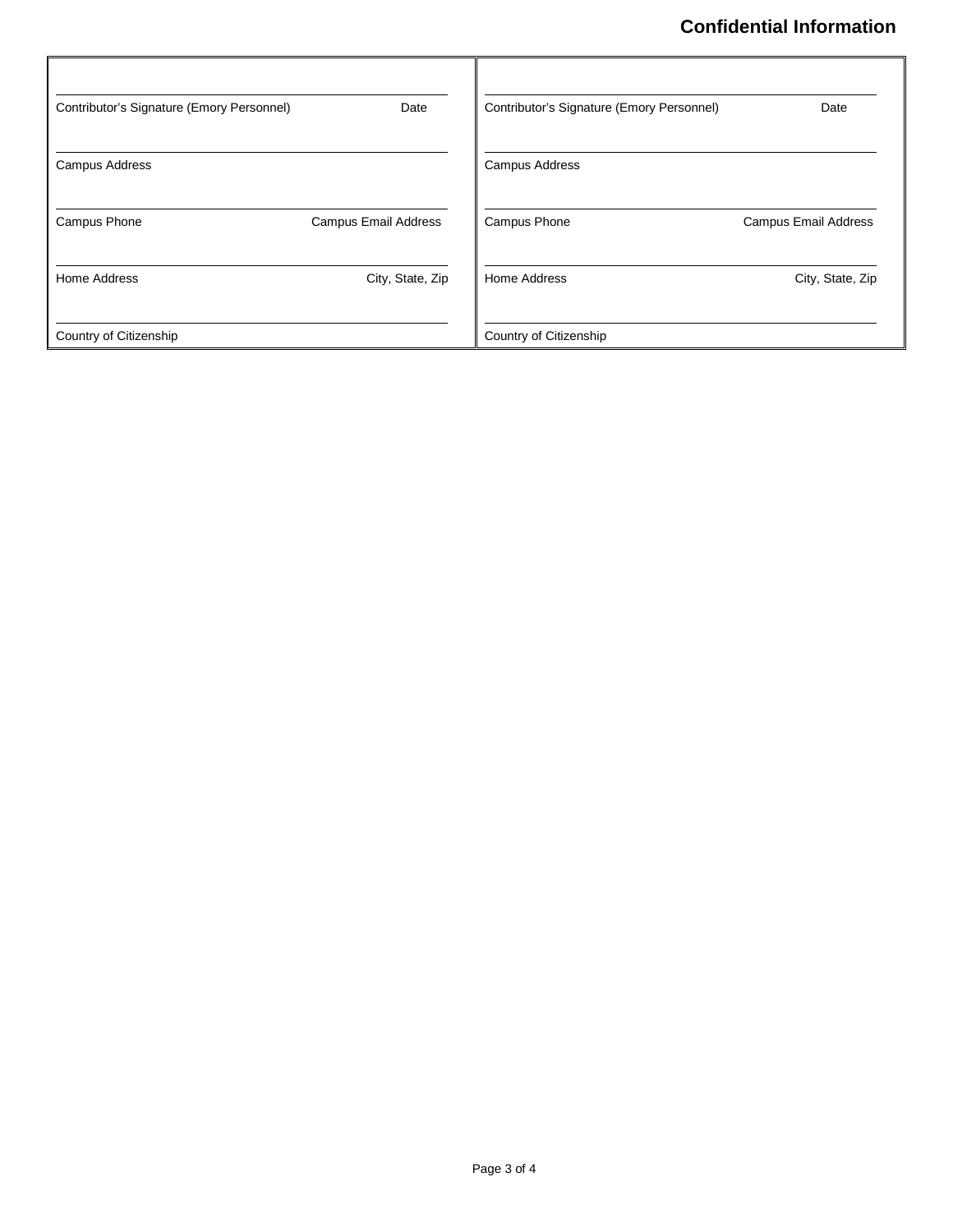**Confidential Information**

| | |
|---|---|
| Contributor's Signature (Emory Personnel) Date | Contributor's Signature (Emory Personnel) Date |
| Campus Address | Campus Address |
| Campus Phone Campus Email Address | Campus Phone Campus Email Address |
| Home Address City, State, Zip | Home Address City, State, Zip |
| Country of Citizenship | Country of Citizenship |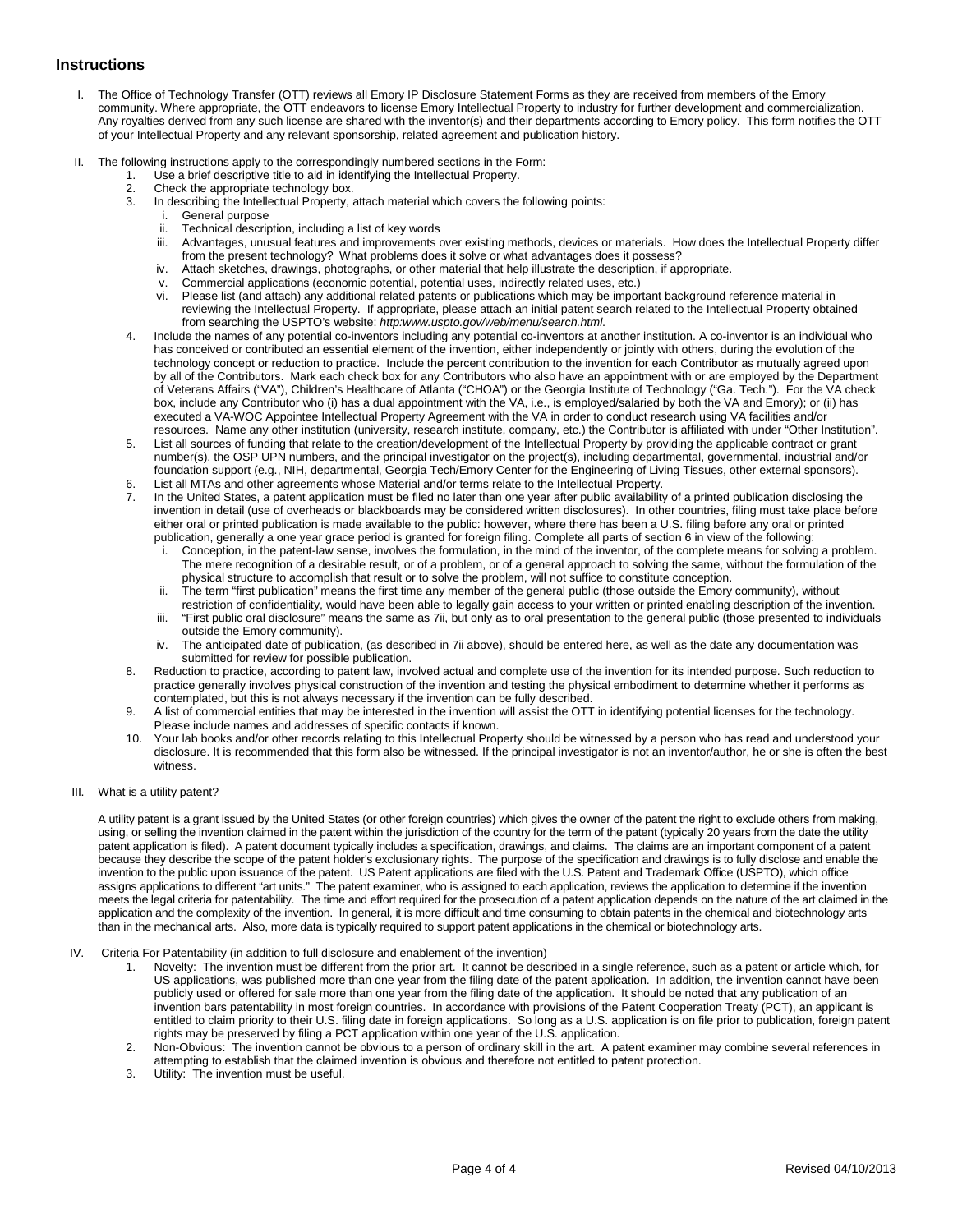## Instructions

I. The Office of Technology Transfer (OTT) reviews all Emory IP Disclosure Statement Forms as they are received from members of the Emory community. Where appropriate, the OTT endeavors to license Emory Intellectual Property to industry for further development and commercialization. Any royalties derived from any such license are shared with the inventor(s) and their departments according to Emory policy. This form notifies the OTT of your Intellectual Property and any relevant sponsorship, related agreement and publication history.

II. The following instructions apply to the correspondingly numbered sections in the Form:

1. Use a brief descriptive title to aid in identifying the Intellectual Property.
2. Check the appropriate technology box.
3. In describing the Intellectual Property, attach material which covers the following points:
   i. General purpose
   ii. Technical description, including a list of key words
   iii. Advantages, unusual features and improvements over existing methods, devices or materials. How does the Intellectual Property differ from the present technology? What problems does it solve or what advantages does it possess?
   iv. Attach sketches, drawings, photographs, or other material that help illustrate the description, if appropriate.
   v. Commercial applications (economic potential, potential uses, indirectly related uses, etc.)
   vi. Please list (and attach) any additional related patents or publications which may be important background reference material in reviewing the Intellectual Property. If appropriate, please attach an initial patent search related to the Intellectual Property obtained from searching the USPTO's website: *http:www.uspto.gov/web/menu/search.html*.
4. Include the names of any potential co-inventors including any potential co-inventors at another institution. A co-inventor is an individual who has conceived or contributed an essential element of the invention, either independently or jointly with others, during the evolution of the technology concept or reduction to practice. Include the percent contribution to the invention for each Contributor as mutually agreed upon by all of the Contributors. Mark each check box for any Contributors who also have an appointment with or are employed by the Department of Veterans Affairs ("VA"), Children's Healthcare of Atlanta ("CHOA") or the Georgia Institute of Technology ("Ga. Tech."). For the VA check box, include any Contributor who (i) has a dual appointment with the VA, i.e., is employed/salaried by both the VA and Emory); or (ii) has executed a VA-WOC Appointee Intellectual Property Agreement with the VA in order to conduct research using VA facilities and/or resources. Name any other institution (university, research institute, company, etc.) the Contributor is affiliated with under "Other Institution".
5. List all sources of funding that relate to the creation/development of the Intellectual Property by providing the applicable contract or grant number(s), the OSP UPN numbers, and the principal investigator on the project(s), including departmental, governmental, industrial and/or foundation support (e.g., NIH, departmental, Georgia Tech/Emory Center for the Engineering of Living Tissues, other external sponsors).
6. List all MTAs and other agreements whose Material and/or terms relate to the Intellectual Property.
7. In the United States, a patent application must be filed no later than one year after public availability of a printed publication disclosing the invention in detail (use of overheads or blackboards may be considered written disclosures). In other countries, filing must take place before either oral or printed publication is made available to the public: however, where there has been a U.S. filing before any oral or printed publication, generally a one year grace period is granted for foreign filing. Complete all parts of section 6 in view of the following:
   i. Conception, in the patent-law sense, involves the formulation, in the mind of the inventor, of the complete means for solving a problem. The mere recognition of a desirable result, or of a problem, or of a general approach to solving the same, without the formulation of the physical structure to accomplish that result or to solve the problem, will not suffice to constitute conception.
   ii. The term "first publication" means the first time any member of the general public (those outside the Emory community), without restriction of confidentiality, would have been able to legally gain access to your written or printed enabling description of the invention.
   iii. "First public oral disclosure" means the same as 7ii, but only as to oral presentation to the general public (those presented to individuals outside the Emory community).
   iv. The anticipated date of publication, (as described in 7ii above), should be entered here, as well as the date any documentation was submitted for review for possible publication.
8. Reduction to practice, according to patent law, involved actual and complete use of the invention for its intended purpose. Such reduction to practice generally involves physical construction of the invention and testing the physical embodiment to determine whether it performs as contemplated, but this is not always necessary if the invention can be fully described.
9. A list of commercial entities that may be interested in the invention will assist the OTT in identifying potential licenses for the technology. Please include names and addresses of specific contacts if known.
10. Your lab books and/or other records relating to this Intellectual Property should be witnessed by a person who has read and understood your disclosure. It is recommended that this form also be witnessed. If the principal investigator is not an inventor/author, he or she is often the best witness.

III. What is a utility patent?

A utility patent is a grant issued by the United States (or other foreign countries) which gives the owner of the patent the right to exclude others from making, using, or selling the invention claimed in the patent within the jurisdiction of the country for the term of the patent (typically 20 years from the date the utility patent application is filed). A patent document typically includes a specification, drawings, and claims. The claims are an important component of a patent because they describe the scope of the patent holder's exclusionary rights. The purpose of the specification and drawings is to fully disclose and enable the invention to the public upon issuance of the patent. US Patent applications are filed with the U.S. Patent and Trademark Office (USPTO), which office assigns applications to different "art units." The patent examiner, who is assigned to each application, reviews the application to determine if the invention meets the legal criteria for patentability. The time and effort required for the prosecution of a patent application depends on the nature of the art claimed in the application and the complexity of the invention. In general, it is more difficult and time consuming to obtain patents in the chemical and biotechnology arts than in the mechanical arts. Also, more data is typically required to support patent applications in the chemical or biotechnology arts.

IV. Criteria For Patentability (in addition to full disclosure and enablement of the invention)

1. Novelty: The invention must be different from the prior art. It cannot be described in a single reference, such as a patent or article which, for US applications, was published more than one year from the filing date of the patent application. In addition, the invention cannot have been publicly used or offered for sale more than one year from the filing date of the application. It should be noted that any publication of an invention bars patentability in most foreign countries. In accordance with provisions of the Patent Cooperation Treaty (PCT), an applicant is entitled to claim priority to their U.S. filing date in foreign applications. So long as a U.S. application is on file prior to publication, foreign patent rights may be preserved by filing a PCT application within one year of the U.S. application.
2. Non-Obvious: The invention cannot be obvious to a person of ordinary skill in the art. A patent examiner may combine several references in attempting to establish that the claimed invention is obvious and therefore not entitled to patent protection.
3. Utility: The invention must be useful.

Revised 04/10/2013